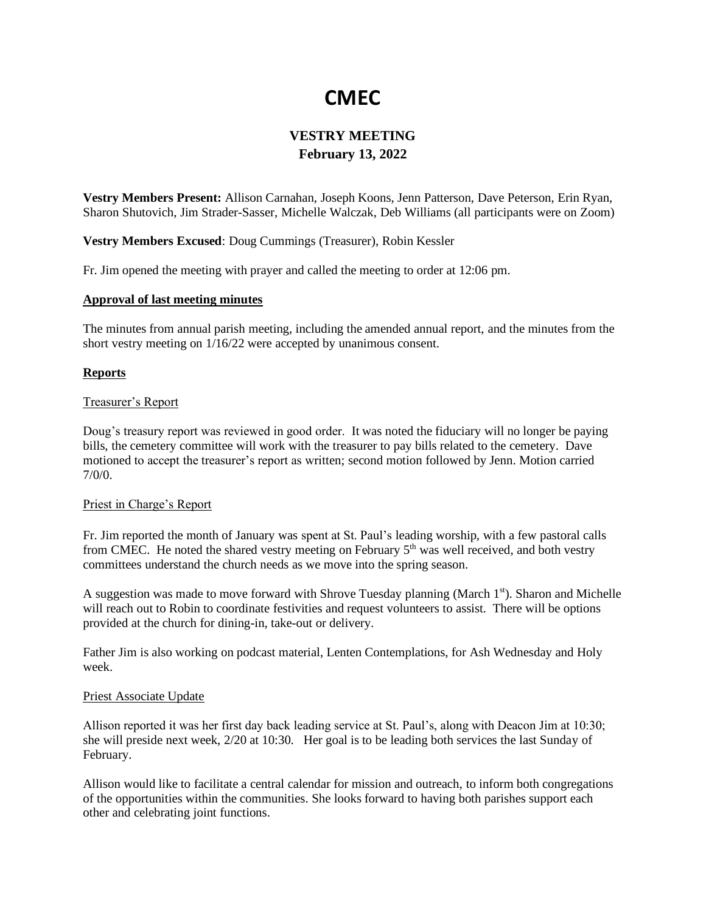# CMEC

## VESTRY MEETING
## February 13, 2022

**Vestry Members Present:** Allison Carnahan, Joseph Koons, Jenn Patterson, Dave Peterson, Erin Ryan, Sharon Shutovich, Jim Strader-Sasser, Michelle Walczak, Deb Williams (all participants were on Zoom)

**Vestry Members Excused**: Doug Cummings (Treasurer), Robin Kessler

Fr. Jim opened the meeting with prayer and called the meeting to order at 12:06 pm.

**Approval of last meeting minutes**

The minutes from annual parish meeting, including the amended annual report, and the minutes from the short vestry meeting on 1/16/22 were accepted by unanimous consent.

**Reports**

Treasurer's Report

Doug's treasury report was reviewed in good order. It was noted the fiduciary will no longer be paying bills, the cemetery committee will work with the treasurer to pay bills related to the cemetery. Dave motioned to accept the treasurer's report as written; second motion followed by Jenn. Motion carried 7/0/0.

Priest in Charge's Report

Fr. Jim reported the month of January was spent at St. Paul's leading worship, with a few pastoral calls from CMEC. He noted the shared vestry meeting on February 5th was well received, and both vestry committees understand the church needs as we move into the spring season.

A suggestion was made to move forward with Shrove Tuesday planning (March 1st). Sharon and Michelle will reach out to Robin to coordinate festivities and request volunteers to assist. There will be options provided at the church for dining-in, take-out or delivery.

Father Jim is also working on podcast material, Lenten Contemplations, for Ash Wednesday and Holy week.

Priest Associate Update

Allison reported it was her first day back leading service at St. Paul's, along with Deacon Jim at 10:30; she will preside next week, 2/20 at 10:30. Her goal is to be leading both services the last Sunday of February.

Allison would like to facilitate a central calendar for mission and outreach, to inform both congregations of the opportunities within the communities. She looks forward to having both parishes support each other and celebrating joint functions.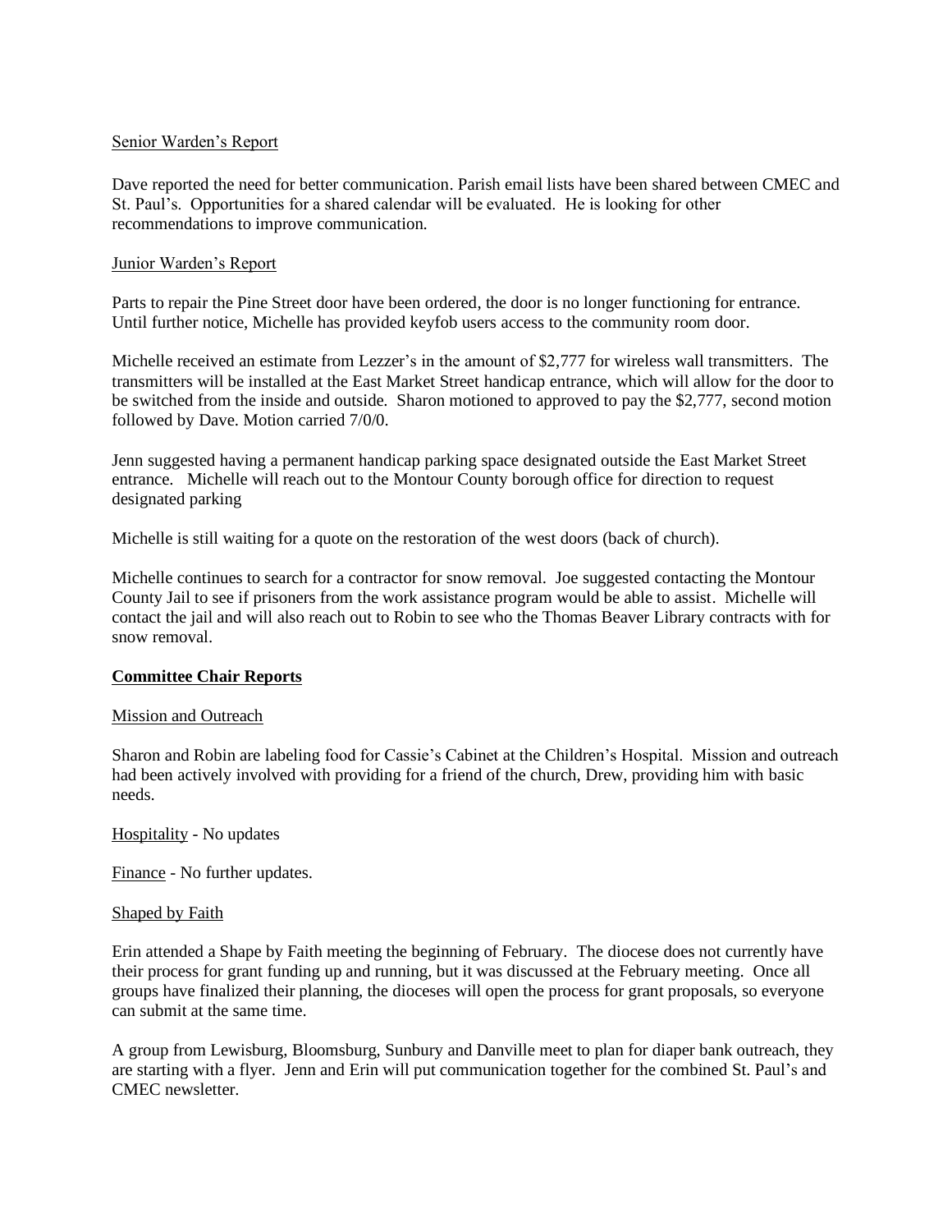Senior Warden's Report

Dave reported the need for better communication. Parish email lists have been shared between CMEC and St. Paul's. Opportunities for a shared calendar will be evaluated. He is looking for other recommendations to improve communication.

Junior Warden's Report

Parts to repair the Pine Street door have been ordered, the door is no longer functioning for entrance. Until further notice, Michelle has provided keyfob users access to the community room door.

Michelle received an estimate from Lezzer's in the amount of $2,777 for wireless wall transmitters. The transmitters will be installed at the East Market Street handicap entrance, which will allow for the door to be switched from the inside and outside. Sharon motioned to approved to pay the $2,777, second motion followed by Dave. Motion carried 7/0/0.

Jenn suggested having a permanent handicap parking space designated outside the East Market Street entrance. Michelle will reach out to the Montour County borough office for direction to request designated parking

Michelle is still waiting for a quote on the restoration of the west doors (back of church).

Michelle continues to search for a contractor for snow removal. Joe suggested contacting the Montour County Jail to see if prisoners from the work assistance program would be able to assist. Michelle will contact the jail and will also reach out to Robin to see who the Thomas Beaver Library contracts with for snow removal.

**Committee Chair Reports**

Mission and Outreach

Sharon and Robin are labeling food for Cassie's Cabinet at the Children's Hospital. Mission and outreach had been actively involved with providing for a friend of the church, Drew, providing him with basic needs.

Hospitality - No updates

Finance - No further updates.

Shaped by Faith

Erin attended a Shape by Faith meeting the beginning of February. The diocese does not currently have their process for grant funding up and running, but it was discussed at the February meeting. Once all groups have finalized their planning, the dioceses will open the process for grant proposals, so everyone can submit at the same time.

A group from Lewisburg, Bloomsburg, Sunbury and Danville meet to plan for diaper bank outreach, they are starting with a flyer. Jenn and Erin will put communication together for the combined St. Paul's and CMEC newsletter.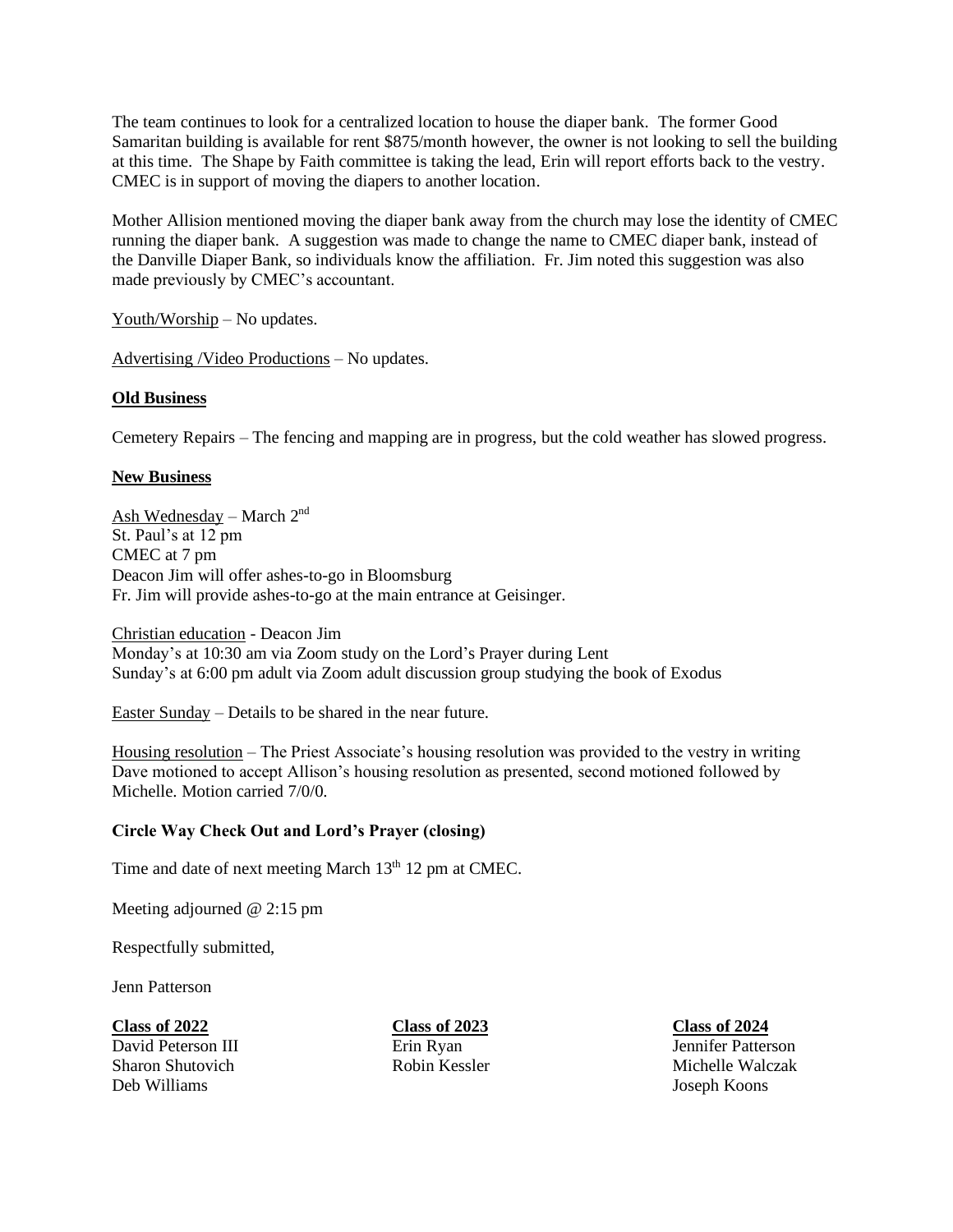The team continues to look for a centralized location to house the diaper bank. The former Good Samaritan building is available for rent $875/month however, the owner is not looking to sell the building at this time. The Shape by Faith committee is taking the lead, Erin will report efforts back to the vestry. CMEC is in support of moving the diapers to another location.

Mother Allision mentioned moving the diaper bank away from the church may lose the identity of CMEC running the diaper bank. A suggestion was made to change the name to CMEC diaper bank, instead of the Danville Diaper Bank, so individuals know the affiliation. Fr. Jim noted this suggestion was also made previously by CMEC's accountant.

<u>Youth/Worship</u> – No updates.

<u>Advertising /Video Productions</u> – No updates.

**<u>Old Business</u>**

Cemetery Repairs – The fencing and mapping are in progress, but the cold weather has slowed progress.

**<u>New Business</u>**

<u>Ash Wednesday</u> – March 2nd
St. Paul's at 12 pm
CMEC at 7 pm
Deacon Jim will offer ashes-to-go in Bloomsburg
Fr. Jim will provide ashes-to-go at the main entrance at Geisinger.

<u>Christian education</u> - Deacon Jim
Monday's at 10:30 am via Zoom study on the Lord's Prayer during Lent
Sunday's at 6:00 pm adult via Zoom adult discussion group studying the book of Exodus

<u>Easter Sunday</u> – Details to be shared in the near future.

<u>Housing resolution</u> – The Priest Associate's housing resolution was provided to the vestry in writing Dave motioned to accept Allison's housing resolution as presented, second motioned followed by Michelle. Motion carried 7/0/0.

**Circle Way Check Out and Lord's Prayer (closing)**

Time and date of next meeting March 13th 12 pm at CMEC.

Meeting adjourned @ 2:15 pm

Respectfully submitted,

Jenn Patterson

| **<u>Class of 2022</u>** | **<u>Class of 2023</u>** | **<u>Class of 2024</u>** |
|---|---|---|
| David Peterson III | Erin Ryan | Jennifer Patterson |
| Sharon Shutovich | Robin Kessler | Michelle Walczak |
| Deb Williams | | Joseph Koons |